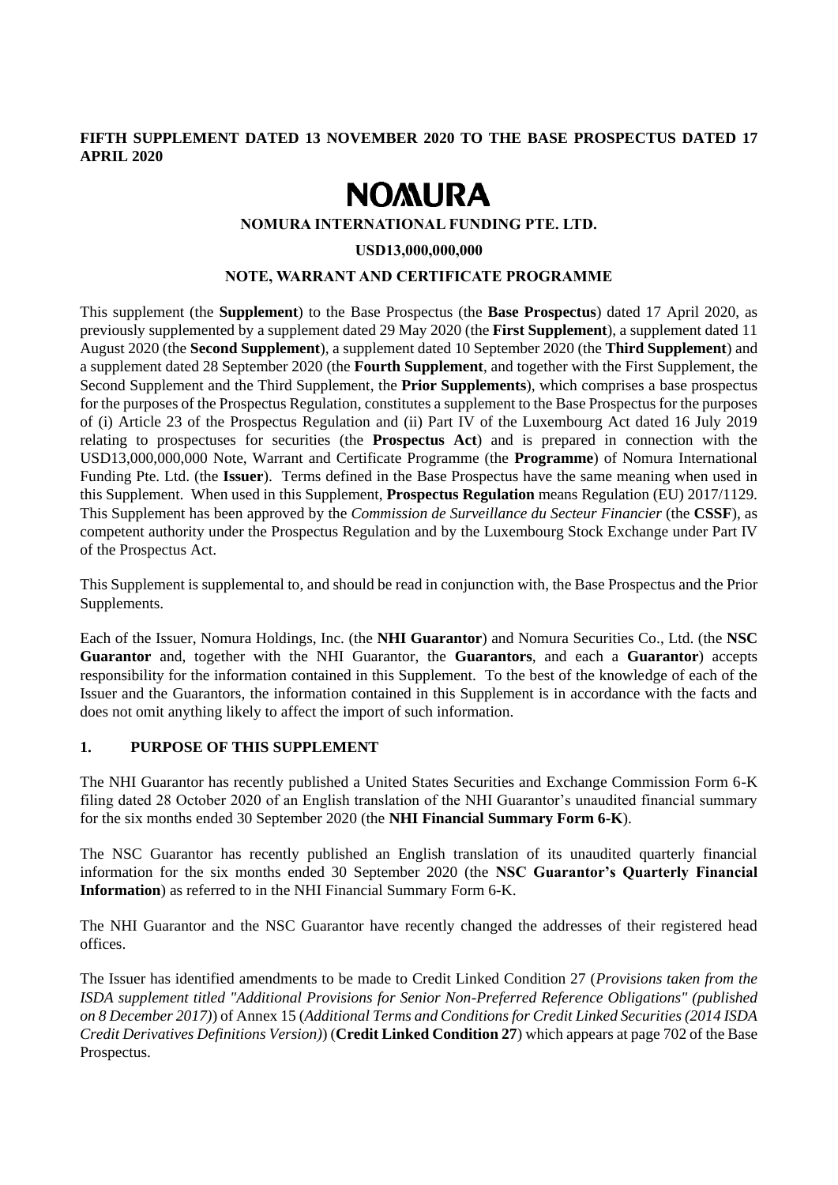**FIFTH SUPPLEMENT DATED 13 NOVEMBER 2020 TO THE BASE PROSPECTUS DATED 17 APRIL 2020**

# NOMURA

**NOMURA INTERNATIONAL FUNDING PTE. LTD.**

**USD13,000,000,000**

**NOTE, WARRANT AND CERTIFICATE PROGRAMME**

This supplement (the **Supplement**) to the Base Prospectus (the **Base Prospectus**) dated 17 April 2020, as previously supplemented by a supplement dated 29 May 2020 (the **First Supplement**), a supplement dated 11 August 2020 (the **Second Supplement**), a supplement dated 10 September 2020 (the **Third Supplement**) and a supplement dated 28 September 2020 (the **Fourth Supplement**, and together with the First Supplement, the Second Supplement and the Third Supplement, the **Prior Supplements**), which comprises a base prospectus for the purposes of the Prospectus Regulation, constitutes a supplement to the Base Prospectus for the purposes of (i) Article 23 of the Prospectus Regulation and (ii) Part IV of the Luxembourg Act dated 16 July 2019 relating to prospectuses for securities (the **Prospectus Act**) and is prepared in connection with the USD13,000,000,000 Note, Warrant and Certificate Programme (the **Programme**) of Nomura International Funding Pte. Ltd. (the **Issuer**). Terms defined in the Base Prospectus have the same meaning when used in this Supplement. When used in this Supplement, **Prospectus Regulation** means Regulation (EU) 2017/1129. This Supplement has been approved by the *Commission de Surveillance du Secteur Financier* (the **CSSF**), as competent authority under the Prospectus Regulation and by the Luxembourg Stock Exchange under Part IV of the Prospectus Act.

This Supplement is supplemental to, and should be read in conjunction with, the Base Prospectus and the Prior Supplements.

Each of the Issuer, Nomura Holdings, Inc. (the **NHI Guarantor**) and Nomura Securities Co., Ltd. (the **NSC Guarantor** and, together with the NHI Guarantor, the **Guarantors**, and each a **Guarantor**) accepts responsibility for the information contained in this Supplement. To the best of the knowledge of each of the Issuer and the Guarantors, the information contained in this Supplement is in accordance with the facts and does not omit anything likely to affect the import of such information.

## 1. PURPOSE OF THIS SUPPLEMENT

The NHI Guarantor has recently published a United States Securities and Exchange Commission Form 6-K filing dated 28 October 2020 of an English translation of the NHI Guarantor's unaudited financial summary for the six months ended 30 September 2020 (the **NHI Financial Summary Form 6-K**).

The NSC Guarantor has recently published an English translation of its unaudited quarterly financial information for the six months ended 30 September 2020 (the **NSC Guarantor's Quarterly Financial Information**) as referred to in the NHI Financial Summary Form 6-K.

The NHI Guarantor and the NSC Guarantor have recently changed the addresses of their registered head offices.

The Issuer has identified amendments to be made to Credit Linked Condition 27 (*Provisions taken from the ISDA supplement titled "Additional Provisions for Senior Non-Preferred Reference Obligations" (published on 8 December 2017)*) of Annex 15 (*Additional Terms and Conditions for Credit Linked Securities (2014 ISDA Credit Derivatives Definitions Version)*) (**Credit Linked Condition 27**) which appears at page 702 of the Base Prospectus.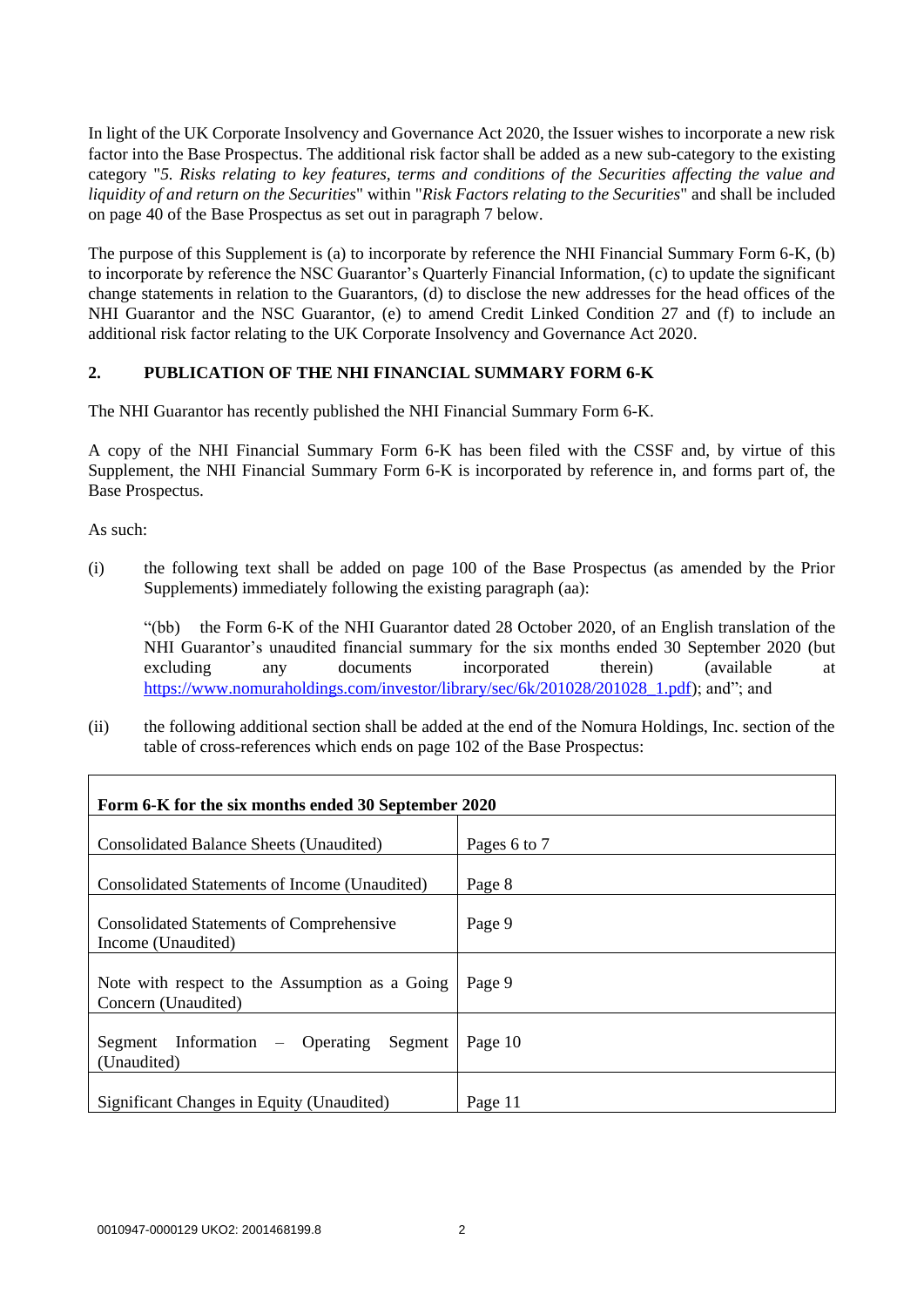In light of the UK Corporate Insolvency and Governance Act 2020, the Issuer wishes to incorporate a new risk factor into the Base Prospectus. The additional risk factor shall be added as a new sub-category to the existing category "*5. Risks relating to key features, terms and conditions of the Securities affecting the value and liquidity of and return on the Securities*" within "*Risk Factors relating to the Securities*" and shall be included on page 40 of the Base Prospectus as set out in paragraph 7 below.

The purpose of this Supplement is (a) to incorporate by reference the NHI Financial Summary Form 6-K, (b) to incorporate by reference the NSC Guarantor's Quarterly Financial Information, (c) to update the significant change statements in relation to the Guarantors, (d) to disclose the new addresses for the head offices of the NHI Guarantor and the NSC Guarantor, (e) to amend Credit Linked Condition 27 and (f) to include an additional risk factor relating to the UK Corporate Insolvency and Governance Act 2020.

## 2. PUBLICATION OF THE NHI FINANCIAL SUMMARY FORM 6-K

The NHI Guarantor has recently published the NHI Financial Summary Form 6-K.

A copy of the NHI Financial Summary Form 6-K has been filed with the CSSF and, by virtue of this Supplement, the NHI Financial Summary Form 6-K is incorporated by reference in, and forms part of, the Base Prospectus.

As such:

(i) the following text shall be added on page 100 of the Base Prospectus (as amended by the Prior Supplements) immediately following the existing paragraph (aa):

"(bb) the Form 6-K of the NHI Guarantor dated 28 October 2020, of an English translation of the NHI Guarantor's unaudited financial summary for the six months ended 30 September 2020 (but excluding any documents incorporated therein) (available at https://www.nomuraholdings.com/investor/library/sec/6k/201028/201028_1.pdf); and"; and

(ii) the following additional section shall be added at the end of the Nomura Holdings, Inc. section of the table of cross-references which ends on page 102 of the Base Prospectus:

| **Form 6-K for the six months ended 30 September 2020** | |
|---|---|
| Consolidated Balance Sheets (Unaudited) | Pages 6 to 7 |
| Consolidated Statements of Income (Unaudited) | Page 8 |
| Consolidated Statements of Comprehensive Income (Unaudited) | Page 9 |
| Note with respect to the Assumption as a Going Concern (Unaudited) | Page 9 |
| Segment Information – Operating Segment (Unaudited) | Page 10 |
| Significant Changes in Equity (Unaudited) | Page 11 |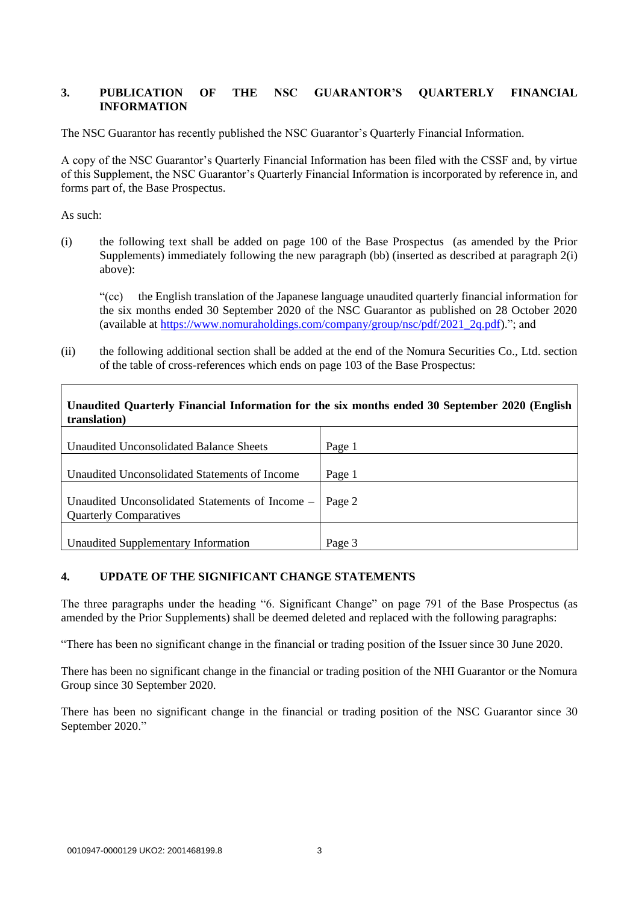## 3. PUBLICATION OF THE NSC GUARANTOR'S QUARTERLY FINANCIAL INFORMATION

The NSC Guarantor has recently published the NSC Guarantor's Quarterly Financial Information.

A copy of the NSC Guarantor's Quarterly Financial Information has been filed with the CSSF and, by virtue of this Supplement, the NSC Guarantor's Quarterly Financial Information is incorporated by reference in, and forms part of, the Base Prospectus.

As such:

(i) the following text shall be added on page 100 of the Base Prospectus (as amended by the Prior Supplements) immediately following the new paragraph (bb) (inserted as described at paragraph 2(i) above):

"(cc) the English translation of the Japanese language unaudited quarterly financial information for the six months ended 30 September 2020 of the NSC Guarantor as published on 28 October 2020 (available at https://www.nomuraholdings.com/company/group/nsc/pdf/2021_2q.pdf)."; and

(ii) the following additional section shall be added at the end of the Nomura Securities Co., Ltd. section of the table of cross-references which ends on page 103 of the Base Prospectus:

| **Unaudited Quarterly Financial Information for the six months ended 30 September 2020 (English translation)** | |
|---|---|
| Unaudited Unconsolidated Balance Sheets | Page 1 |
| Unaudited Unconsolidated Statements of Income | Page 1 |
| Unaudited Unconsolidated Statements of Income – Quarterly Comparatives | Page 2 |
| Unaudited Supplementary Information | Page 3 |

## 4. UPDATE OF THE SIGNIFICANT CHANGE STATEMENTS

The three paragraphs under the heading "6. Significant Change" on page 791 of the Base Prospectus (as amended by the Prior Supplements) shall be deemed deleted and replaced with the following paragraphs:

"There has been no significant change in the financial or trading position of the Issuer since 30 June 2020.

There has been no significant change in the financial or trading position of the NHI Guarantor or the Nomura Group since 30 September 2020.

There has been no significant change in the financial or trading position of the NSC Guarantor since 30 September 2020."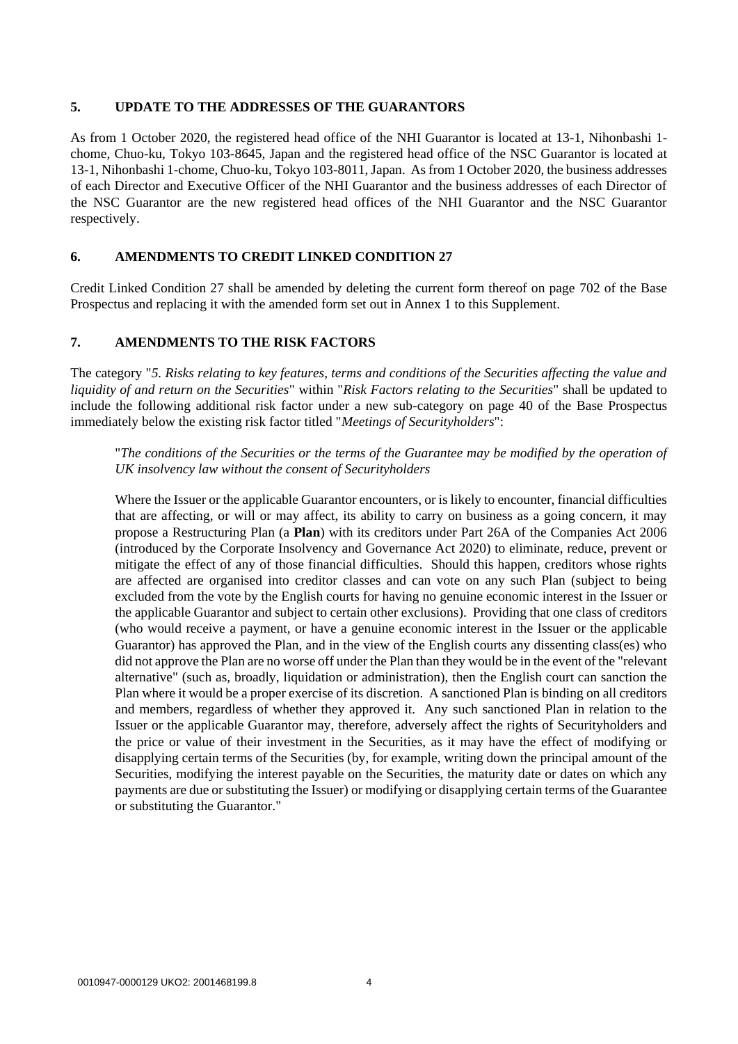## 5. UPDATE TO THE ADDRESSES OF THE GUARANTORS

As from 1 October 2020, the registered head office of the NHI Guarantor is located at 13-1, Nihonbashi 1-chome, Chuo-ku, Tokyo 103-8645, Japan and the registered head office of the NSC Guarantor is located at 13-1, Nihonbashi 1-chome, Chuo-ku, Tokyo 103-8011, Japan. As from 1 October 2020, the business addresses of each Director and Executive Officer of the NHI Guarantor and the business addresses of each Director of the NSC Guarantor are the new registered head offices of the NHI Guarantor and the NSC Guarantor respectively.

## 6. AMENDMENTS TO CREDIT LINKED CONDITION 27

Credit Linked Condition 27 shall be amended by deleting the current form thereof on page 702 of the Base Prospectus and replacing it with the amended form set out in Annex 1 to this Supplement.

## 7. AMENDMENTS TO THE RISK FACTORS

The category "*5. Risks relating to key features, terms and conditions of the Securities affecting the value and liquidity of and return on the Securities*" within "*Risk Factors relating to the Securities*" shall be updated to include the following additional risk factor under a new sub-category on page 40 of the Base Prospectus immediately below the existing risk factor titled "*Meetings of Securityholders*":

> "*The conditions of the Securities or the terms of the Guarantee may be modified by the operation of UK insolvency law without the consent of Securityholders*
>
> Where the Issuer or the applicable Guarantor encounters, or is likely to encounter, financial difficulties that are affecting, or will or may affect, its ability to carry on business as a going concern, it may propose a Restructuring Plan (a **Plan**) with its creditors under Part 26A of the Companies Act 2006 (introduced by the Corporate Insolvency and Governance Act 2020) to eliminate, reduce, prevent or mitigate the effect of any of those financial difficulties. Should this happen, creditors whose rights are affected are organised into creditor classes and can vote on any such Plan (subject to being excluded from the vote by the English courts for having no genuine economic interest in the Issuer or the applicable Guarantor and subject to certain other exclusions). Providing that one class of creditors (who would receive a payment, or have a genuine economic interest in the Issuer or the applicable Guarantor) has approved the Plan, and in the view of the English courts any dissenting class(es) who did not approve the Plan are no worse off under the Plan than they would be in the event of the "relevant alternative" (such as, broadly, liquidation or administration), then the English court can sanction the Plan where it would be a proper exercise of its discretion. A sanctioned Plan is binding on all creditors and members, regardless of whether they approved it. Any such sanctioned Plan in relation to the Issuer or the applicable Guarantor may, therefore, adversely affect the rights of Securityholders and the price or value of their investment in the Securities, as it may have the effect of modifying or disapplying certain terms of the Securities (by, for example, writing down the principal amount of the Securities, modifying the interest payable on the Securities, the maturity date or dates on which any payments are due or substituting the Issuer) or modifying or disapplying certain terms of the Guarantee or substituting the Guarantor."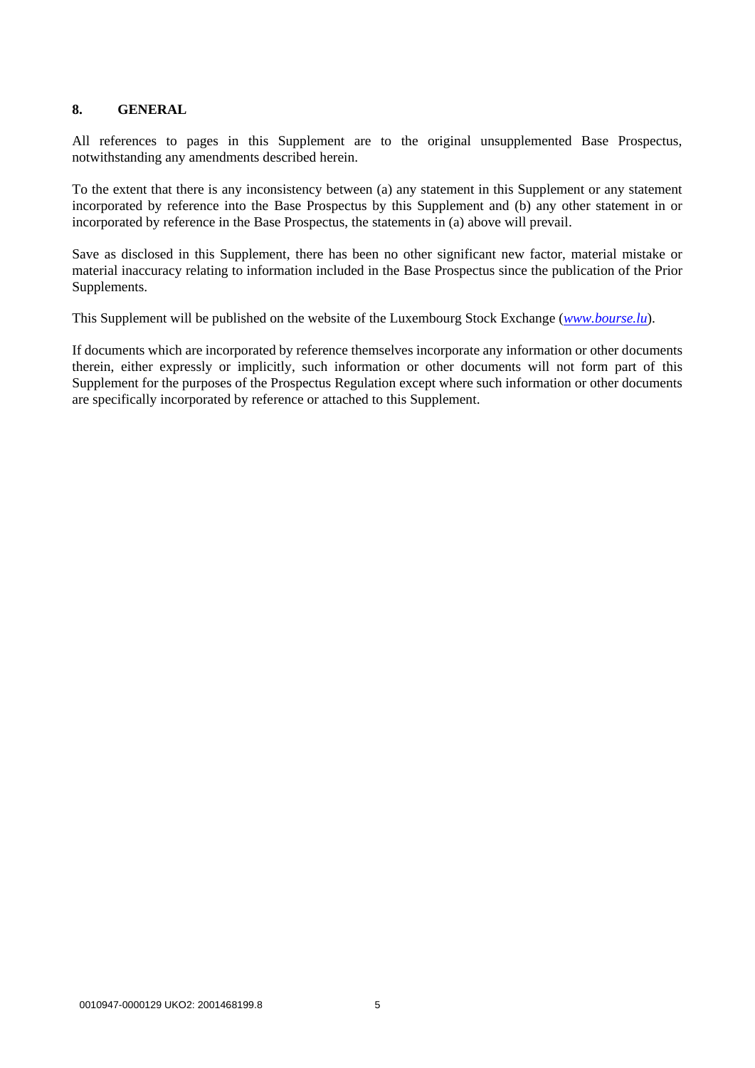## 8. GENERAL

All references to pages in this Supplement are to the original unsupplemented Base Prospectus, notwithstanding any amendments described herein.

To the extent that there is any inconsistency between (a) any statement in this Supplement or any statement incorporated by reference into the Base Prospectus by this Supplement and (b) any other statement in or incorporated by reference in the Base Prospectus, the statements in (a) above will prevail.

Save as disclosed in this Supplement, there has been no other significant new factor, material mistake or material inaccuracy relating to information included in the Base Prospectus since the publication of the Prior Supplements.

This Supplement will be published on the website of the Luxembourg Stock Exchange (*www.bourse.lu*).

If documents which are incorporated by reference themselves incorporate any information or other documents therein, either expressly or implicitly, such information or other documents will not form part of this Supplement for the purposes of the Prospectus Regulation except where such information or other documents are specifically incorporated by reference or attached to this Supplement.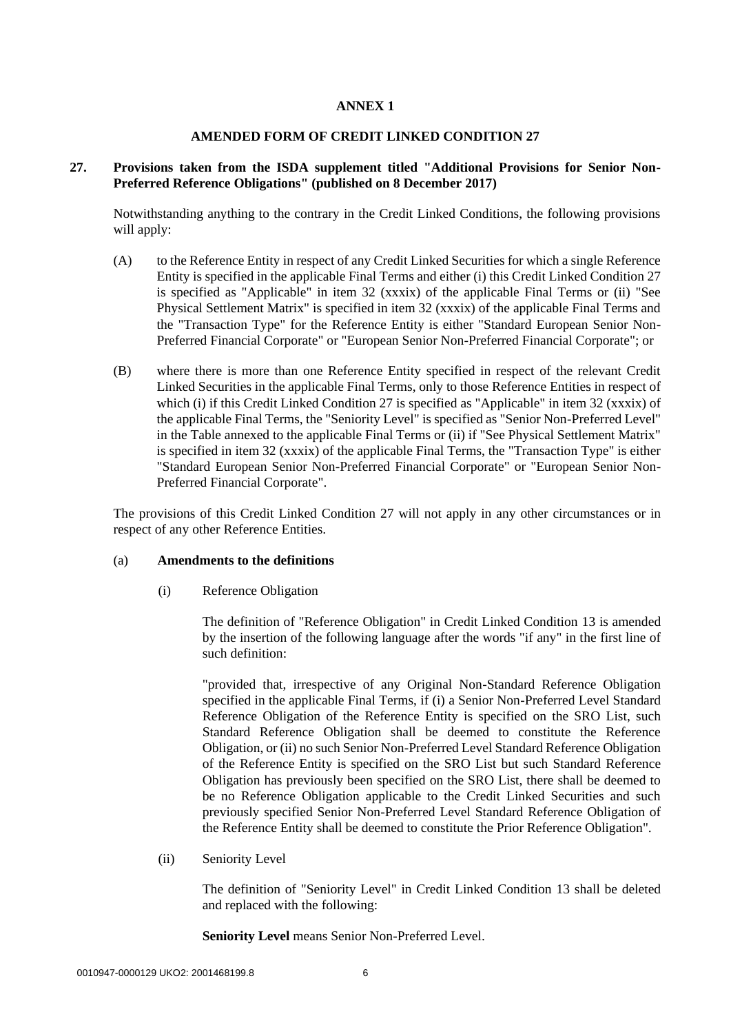# ANNEX 1

## AMENDED FORM OF CREDIT LINKED CONDITION 27

### 27. Provisions taken from the ISDA supplement titled "Additional Provisions for Senior Non-Preferred Reference Obligations" (published on 8 December 2017)

Notwithstanding anything to the contrary in the Credit Linked Conditions, the following provisions will apply:

(A) to the Reference Entity in respect of any Credit Linked Securities for which a single Reference Entity is specified in the applicable Final Terms and either (i) this Credit Linked Condition 27 is specified as "Applicable" in item 32 (xxxix) of the applicable Final Terms or (ii) "See Physical Settlement Matrix" is specified in item 32 (xxxix) of the applicable Final Terms and the "Transaction Type" for the Reference Entity is either "Standard European Senior Non-Preferred Financial Corporate" or "European Senior Non-Preferred Financial Corporate"; or

(B) where there is more than one Reference Entity specified in respect of the relevant Credit Linked Securities in the applicable Final Terms, only to those Reference Entities in respect of which (i) if this Credit Linked Condition 27 is specified as "Applicable" in item 32 (xxxix) of the applicable Final Terms, the "Seniority Level" is specified as "Senior Non-Preferred Level" in the Table annexed to the applicable Final Terms or (ii) if "See Physical Settlement Matrix" is specified in item 32 (xxxix) of the applicable Final Terms, the "Transaction Type" is either "Standard European Senior Non-Preferred Financial Corporate" or "European Senior Non-Preferred Financial Corporate".

The provisions of this Credit Linked Condition 27 will not apply in any other circumstances or in respect of any other Reference Entities.

(a) **Amendments to the definitions**

(i) Reference Obligation

The definition of "Reference Obligation" in Credit Linked Condition 13 is amended by the insertion of the following language after the words "if any" in the first line of such definition:

"provided that, irrespective of any Original Non-Standard Reference Obligation specified in the applicable Final Terms, if (i) a Senior Non-Preferred Level Standard Reference Obligation of the Reference Entity is specified on the SRO List, such Standard Reference Obligation shall be deemed to constitute the Reference Obligation, or (ii) no such Senior Non-Preferred Level Standard Reference Obligation of the Reference Entity is specified on the SRO List but such Standard Reference Obligation has previously been specified on the SRO List, there shall be deemed to be no Reference Obligation applicable to the Credit Linked Securities and such previously specified Senior Non-Preferred Level Standard Reference Obligation of the Reference Entity shall be deemed to constitute the Prior Reference Obligation".

(ii) Seniority Level

The definition of "Seniority Level" in Credit Linked Condition 13 shall be deleted and replaced with the following:

**Seniority Level** means Senior Non-Preferred Level.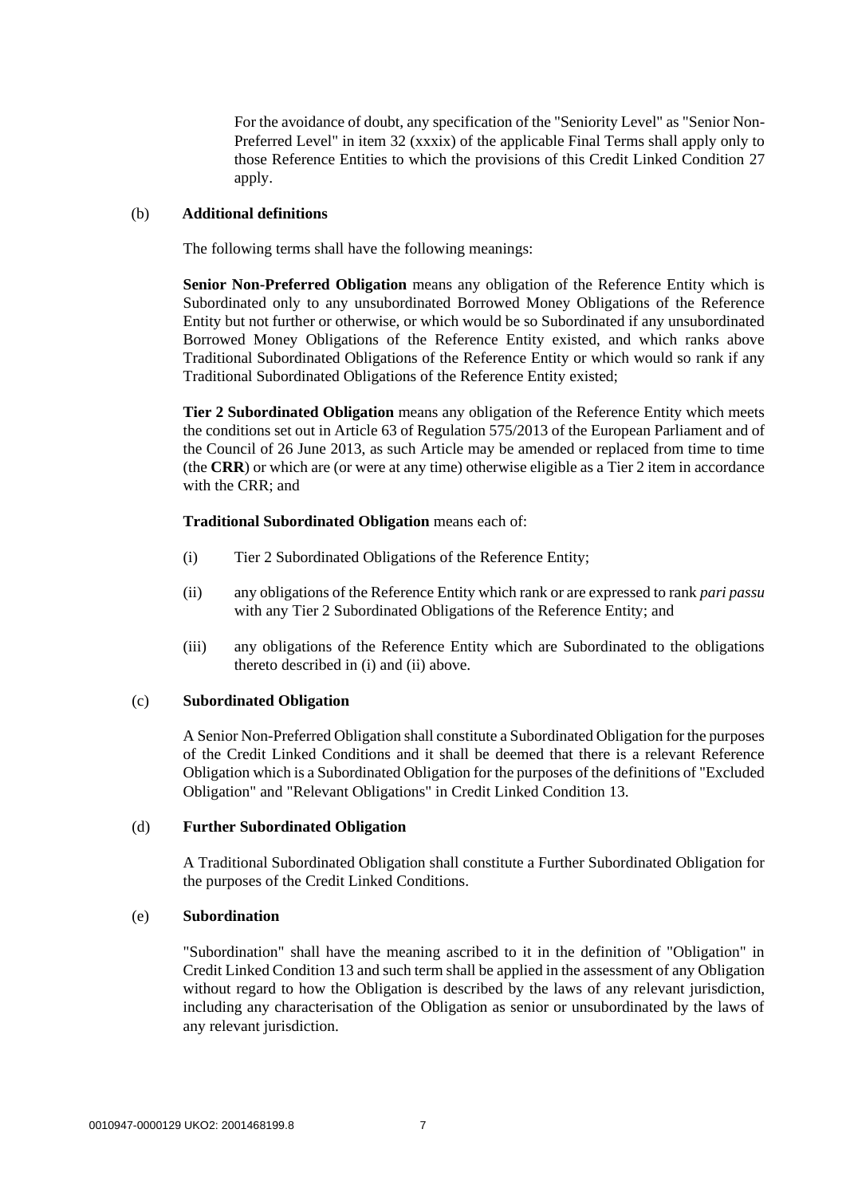For the avoidance of doubt, any specification of the "Seniority Level" as "Senior Non-Preferred Level" in item 32 (xxxix) of the applicable Final Terms shall apply only to those Reference Entities to which the provisions of this Credit Linked Condition 27 apply.

(b) **Additional definitions**

The following terms shall have the following meanings:

**Senior Non-Preferred Obligation** means any obligation of the Reference Entity which is Subordinated only to any unsubordinated Borrowed Money Obligations of the Reference Entity but not further or otherwise, or which would be so Subordinated if any unsubordinated Borrowed Money Obligations of the Reference Entity existed, and which ranks above Traditional Subordinated Obligations of the Reference Entity or which would so rank if any Traditional Subordinated Obligations of the Reference Entity existed;

**Tier 2 Subordinated Obligation** means any obligation of the Reference Entity which meets the conditions set out in Article 63 of Regulation 575/2013 of the European Parliament and of the Council of 26 June 2013, as such Article may be amended or replaced from time to time (the **CRR**) or which are (or were at any time) otherwise eligible as a Tier 2 item in accordance with the CRR; and

**Traditional Subordinated Obligation** means each of:

(i) Tier 2 Subordinated Obligations of the Reference Entity;

(ii) any obligations of the Reference Entity which rank or are expressed to rank *pari passu* with any Tier 2 Subordinated Obligations of the Reference Entity; and

(iii) any obligations of the Reference Entity which are Subordinated to the obligations thereto described in (i) and (ii) above.

(c) **Subordinated Obligation**

A Senior Non-Preferred Obligation shall constitute a Subordinated Obligation for the purposes of the Credit Linked Conditions and it shall be deemed that there is a relevant Reference Obligation which is a Subordinated Obligation for the purposes of the definitions of "Excluded Obligation" and "Relevant Obligations" in Credit Linked Condition 13.

(d) **Further Subordinated Obligation**

A Traditional Subordinated Obligation shall constitute a Further Subordinated Obligation for the purposes of the Credit Linked Conditions.

(e) **Subordination**

"Subordination" shall have the meaning ascribed to it in the definition of "Obligation" in Credit Linked Condition 13 and such term shall be applied in the assessment of any Obligation without regard to how the Obligation is described by the laws of any relevant jurisdiction, including any characterisation of the Obligation as senior or unsubordinated by the laws of any relevant jurisdiction.